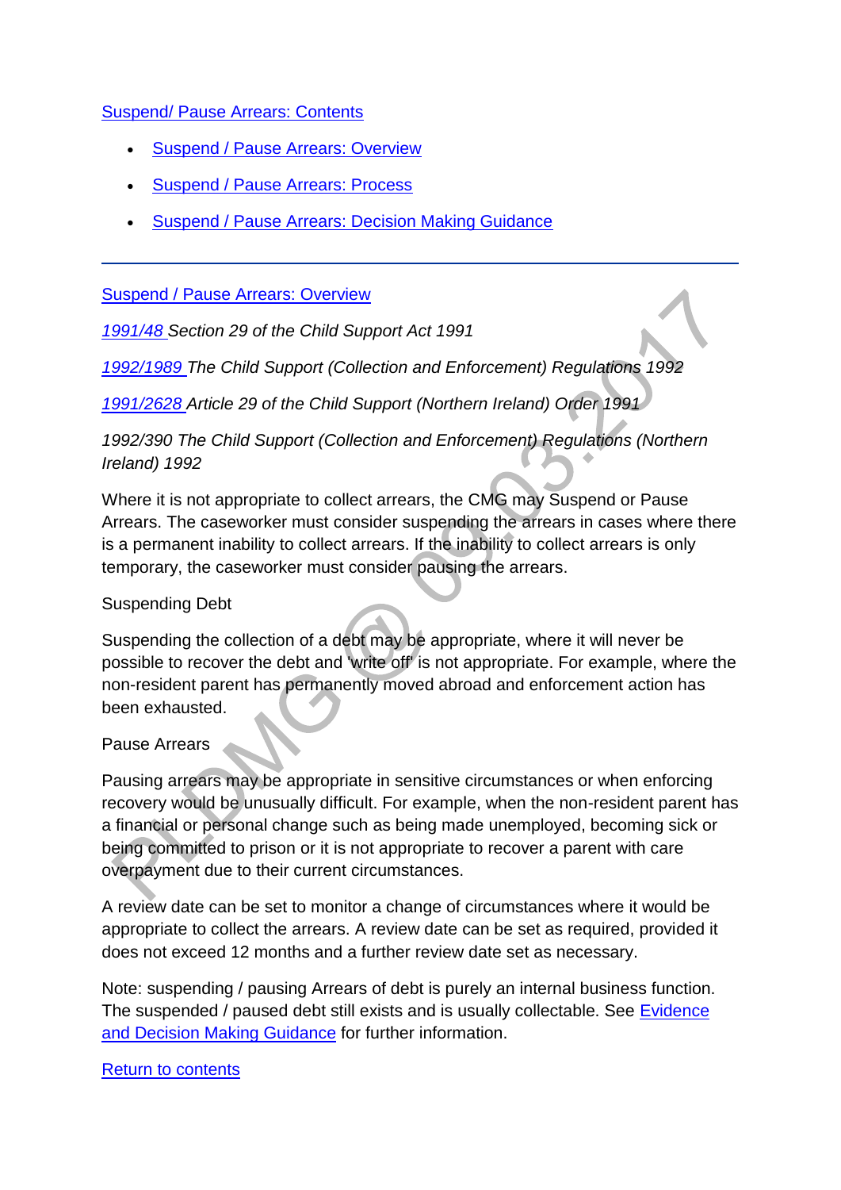Suspend/ Pause Arrears: Contents

- Suspend / Pause Arrears: Overview
- Suspend / Pause Arrears: Process
- Suspend / Pause Arrears: Decision Making Guidance

---

## Suspend / Pause Arrears: Overview

*1991/48 Section 29 of the Child Support Act 1991*

*1992/1989 The Child Support (Collection and Enforcement) Regulations 1992*

*1991/2628 Article 29 of the Child Support (Northern Ireland) Order 1991*

*1992/390 The Child Support (Collection and Enforcement) Regulations (Northern Ireland) 1992*

Where it is not appropriate to collect arrears, the CMG may Suspend or Pause Arrears. The caseworker must consider suspending the arrears in cases where there is a permanent inability to collect arrears. If the inability to collect arrears is only temporary, the caseworker must consider pausing the arrears.

Suspending Debt

Suspending the collection of a debt may be appropriate, where it will never be possible to recover the debt and 'write off' is not appropriate. For example, where the non-resident parent has permanently moved abroad and enforcement action has been exhausted.

Pause Arrears

Pausing arrears may be appropriate in sensitive circumstances or when enforcing recovery would be unusually difficult. For example, when the non-resident parent has a financial or personal change such as being made unemployed, becoming sick or being committed to prison or it is not appropriate to recover a parent with care overpayment due to their current circumstances.

A review date can be set to monitor a change of circumstances where it would be appropriate to collect the arrears. A review date can be set as required, provided it does not exceed 12 months and a further review date set as necessary.

Note: suspending / pausing Arrears of debt is purely an internal business function. The suspended / paused debt still exists and is usually collectable. See Evidence and Decision Making Guidance for further information.

Return to contents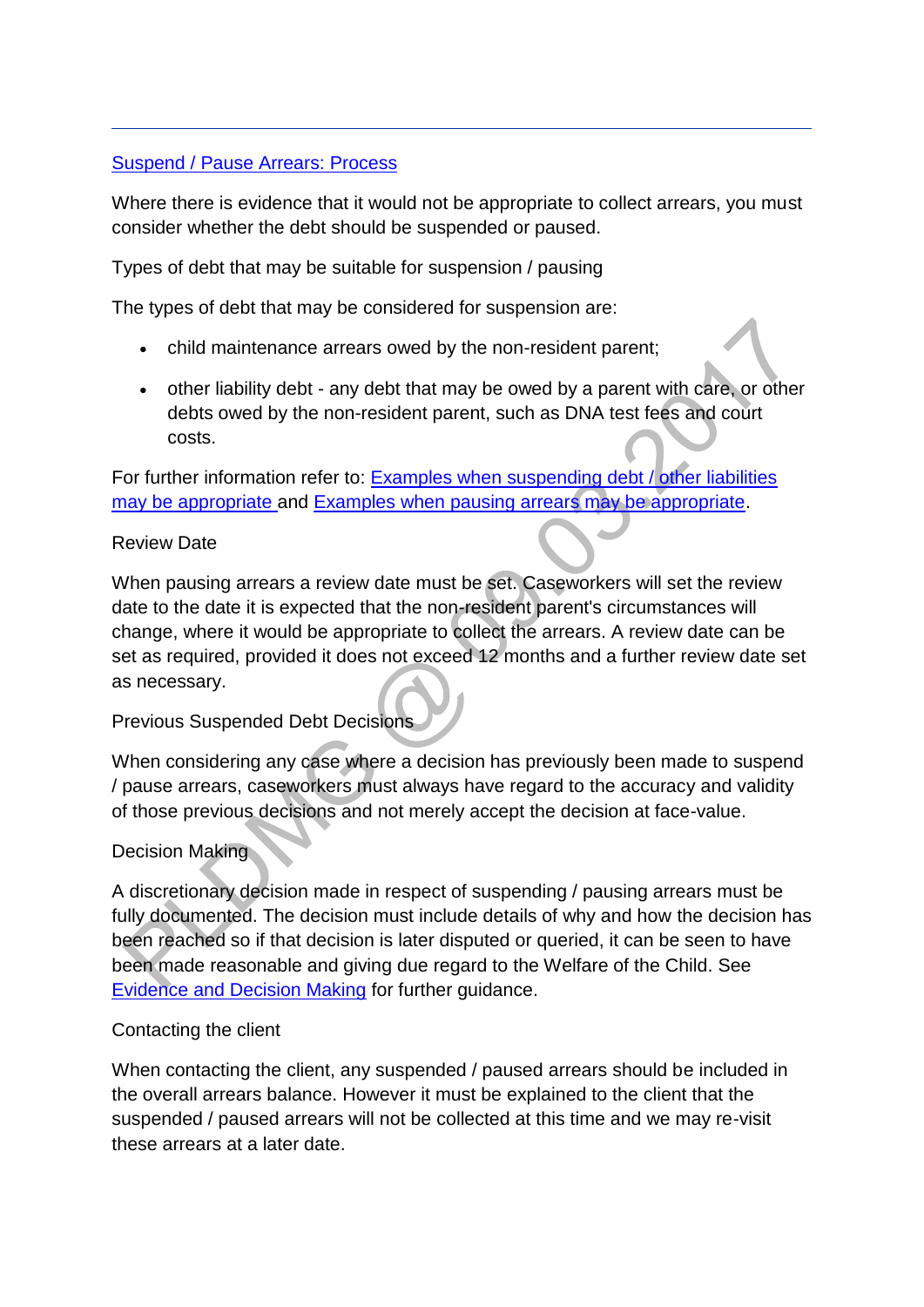## Suspend / Pause Arrears: Process

Where there is evidence that it would not be appropriate to collect arrears, you must consider whether the debt should be suspended or paused.

Types of debt that may be suitable for suspension / pausing

The types of debt that may be considered for suspension are:

- child maintenance arrears owed by the non-resident parent;
- other liability debt - any debt that may be owed by a parent with care, or other debts owed by the non-resident parent, such as DNA test fees and court costs.

For further information refer to: Examples when suspending debt / other liabilities may be appropriate and Examples when pausing arrears may be appropriate.

Review Date

When pausing arrears a review date must be set. Caseworkers will set the review date to the date it is expected that the non-resident parent's circumstances will change, where it would be appropriate to collect the arrears. A review date can be set as required, provided it does not exceed 12 months and a further review date set as necessary.

Previous Suspended Debt Decisions

When considering any case where a decision has previously been made to suspend / pause arrears, caseworkers must always have regard to the accuracy and validity of those previous decisions and not merely accept the decision at face-value.

Decision Making

A discretionary decision made in respect of suspending / pausing arrears must be fully documented. The decision must include details of why and how the decision has been reached so if that decision is later disputed or queried, it can be seen to have been made reasonable and giving due regard to the Welfare of the Child. See Evidence and Decision Making for further guidance.

Contacting the client

When contacting the client, any suspended / paused arrears should be included in the overall arrears balance. However it must be explained to the client that the suspended / paused arrears will not be collected at this time and we may re-visit these arrears at a later date.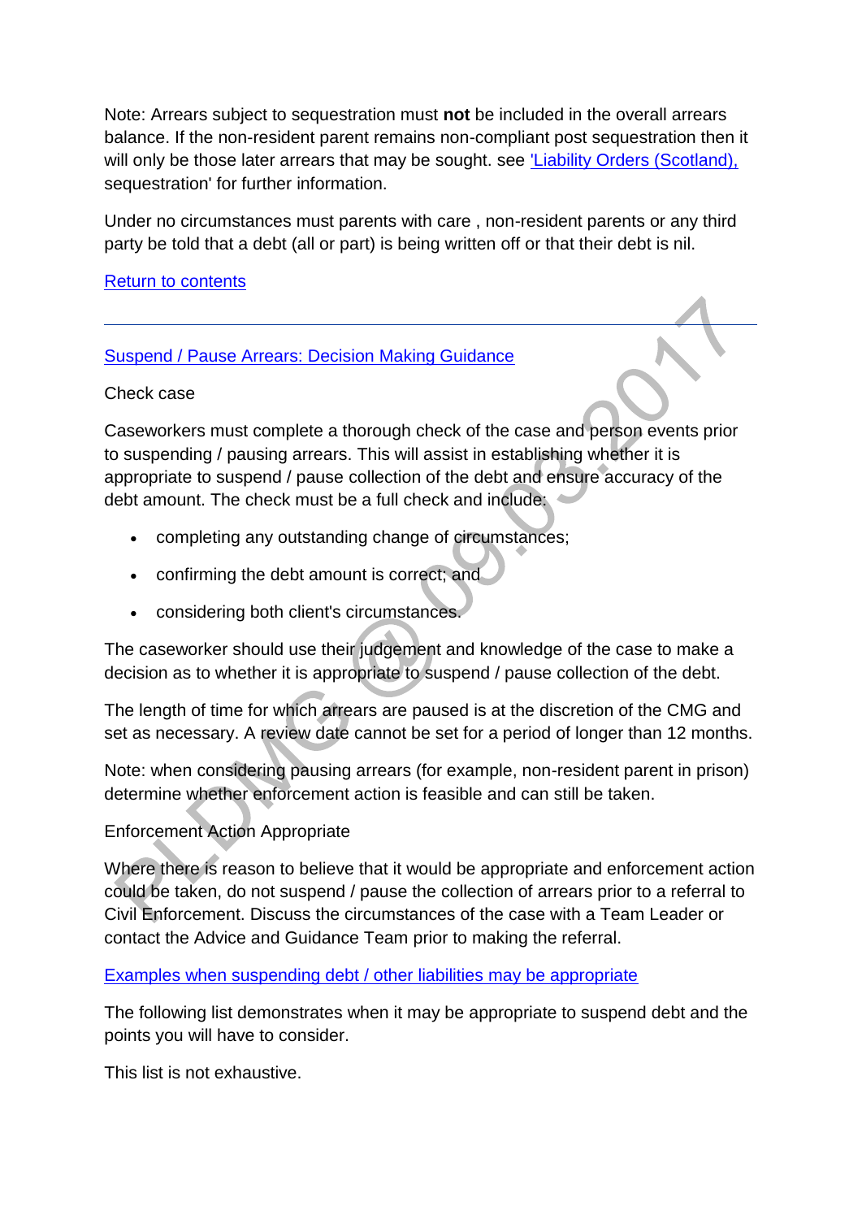Note: Arrears subject to sequestration must **not** be included in the overall arrears balance. If the non-resident parent remains non-compliant post sequestration then it will only be those later arrears that may be sought. see ['Liability Orders (Scotland),]() sequestration' for further information.

Under no circumstances must parents with care , non-resident parents or any third party be told that a debt (all or part) is being written off or that their debt is nil.

[Return to contents]()

---

[Suspend / Pause Arrears: Decision Making Guidance]()

Check case

Caseworkers must complete a thorough check of the case and person events prior to suspending / pausing arrears. This will assist in establishing whether it is appropriate to suspend / pause collection of the debt and ensure accuracy of the debt amount. The check must be a full check and include:

- completing any outstanding change of circumstances;
- confirming the debt amount is correct; and
- considering both client's circumstances.

The caseworker should use their judgement and knowledge of the case to make a decision as to whether it is appropriate to suspend / pause collection of the debt.

The length of time for which arrears are paused is at the discretion of the CMG and set as necessary. A review date cannot be set for a period of longer than 12 months.

Note: when considering pausing arrears (for example, non-resident parent in prison) determine whether enforcement action is feasible and can still be taken.

Enforcement Action Appropriate

Where there is reason to believe that it would be appropriate and enforcement action could be taken, do not suspend / pause the collection of arrears prior to a referral to Civil Enforcement. Discuss the circumstances of the case with a Team Leader or contact the Advice and Guidance Team prior to making the referral.

[Examples when suspending debt / other liabilities may be appropriate]()

The following list demonstrates when it may be appropriate to suspend debt and the points you will have to consider.

This list is not exhaustive.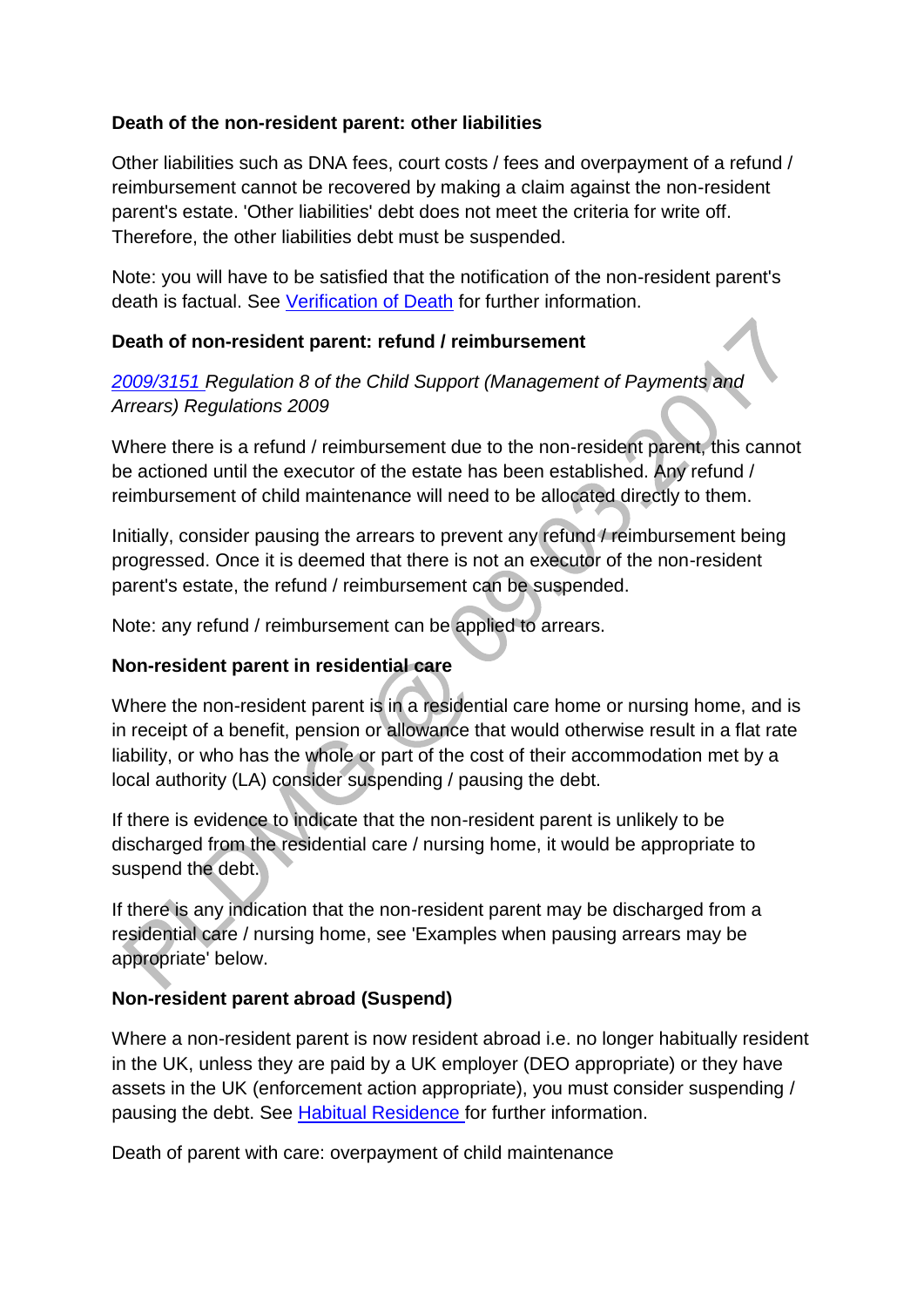**Death of the non-resident parent: other liabilities**

Other liabilities such as DNA fees, court costs / fees and overpayment of a refund / reimbursement cannot be recovered by making a claim against the non-resident parent's estate. 'Other liabilities' debt does not meet the criteria for write off. Therefore, the other liabilities debt must be suspended.

Note: you will have to be satisfied that the notification of the non-resident parent's death is factual. See [Verification of Death](#) for further information.

**Death of non-resident parent: refund / reimbursement**

*[2009/3151](#) Regulation 8 of the Child Support (Management of Payments and Arrears) Regulations 2009*

Where there is a refund / reimbursement due to the non-resident parent, this cannot be actioned until the executor of the estate has been established. Any refund / reimbursement of child maintenance will need to be allocated directly to them.

Initially, consider pausing the arrears to prevent any refund / reimbursement being progressed. Once it is deemed that there is not an executor of the non-resident parent's estate, the refund / reimbursement can be suspended.

Note: any refund / reimbursement can be applied to arrears.

**Non-resident parent in residential care**

Where the non-resident parent is in a residential care home or nursing home, and is in receipt of a benefit, pension or allowance that would otherwise result in a flat rate liability, or who has the whole or part of the cost of their accommodation met by a local authority (LA) consider suspending / pausing the debt.

If there is evidence to indicate that the non-resident parent is unlikely to be discharged from the residential care / nursing home, it would be appropriate to suspend the debt.

If there is any indication that the non-resident parent may be discharged from a residential care / nursing home, see 'Examples when pausing arrears may be appropriate' below.

**Non-resident parent abroad (Suspend)**

Where a non-resident parent is now resident abroad i.e. no longer habitually resident in the UK, unless they are paid by a UK employer (DEO appropriate) or they have assets in the UK (enforcement action appropriate), you must consider suspending / pausing the debt. See [Habitual Residence](#) for further information.

Death of parent with care: overpayment of child maintenance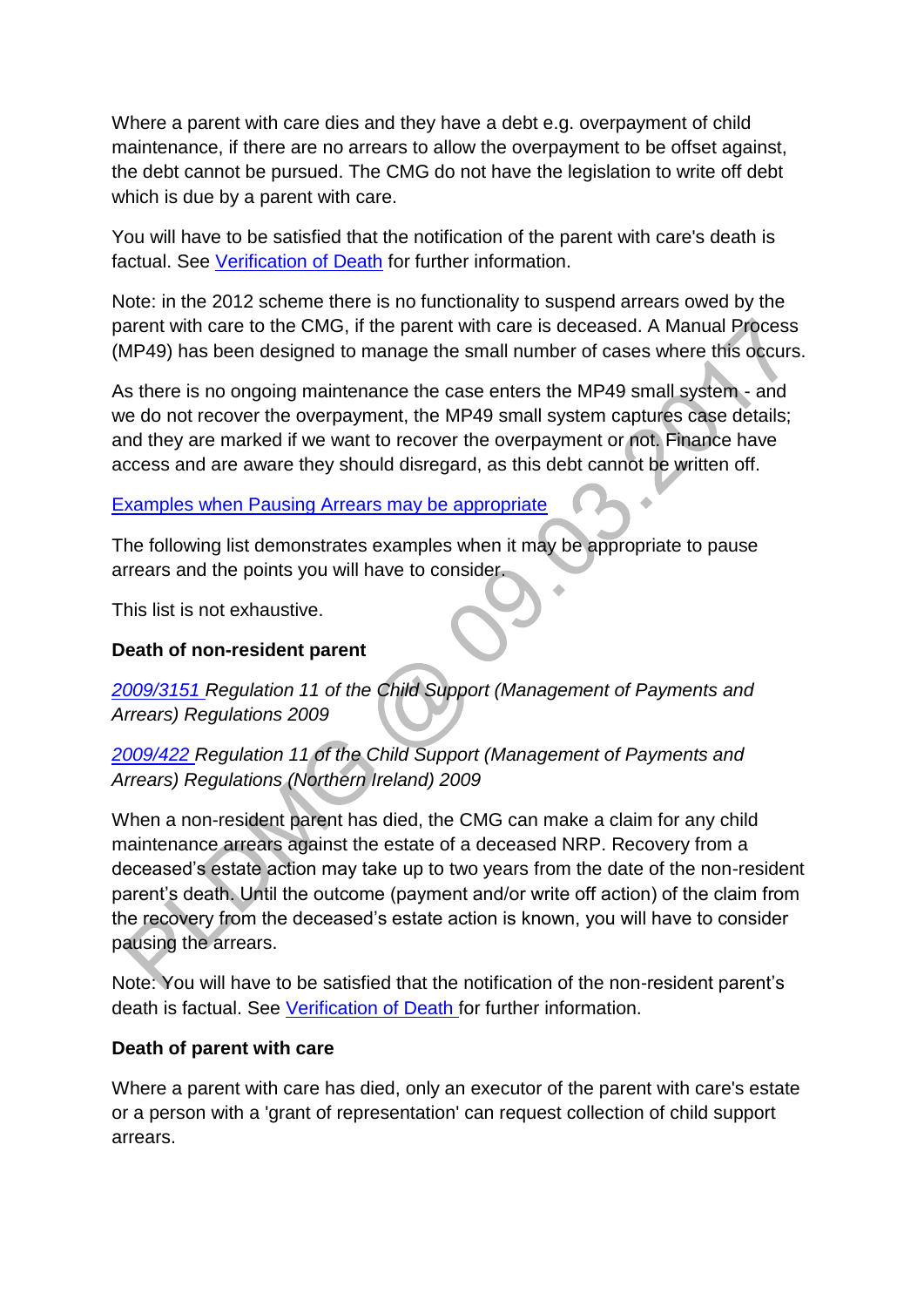Where a parent with care dies and they have a debt e.g. overpayment of child maintenance, if there are no arrears to allow the overpayment to be offset against, the debt cannot be pursued. The CMG do not have the legislation to write off debt which is due by a parent with care.

You will have to be satisfied that the notification of the parent with care's death is factual. See Verification of Death for further information.

Note: in the 2012 scheme there is no functionality to suspend arrears owed by the parent with care to the CMG, if the parent with care is deceased. A Manual Process (MP49) has been designed to manage the small number of cases where this occurs.

As there is no ongoing maintenance the case enters the MP49 small system - and we do not recover the overpayment, the MP49 small system captures case details; and they are marked if we want to recover the overpayment or not. Finance have access and are aware they should disregard, as this debt cannot be written off.

Examples when Pausing Arrears may be appropriate

The following list demonstrates examples when it may be appropriate to pause arrears and the points you will have to consider.

This list is not exhaustive.

**Death of non-resident parent**

*2009/3151 Regulation 11 of the Child Support (Management of Payments and Arrears) Regulations 2009*

*2009/422 Regulation 11 of the Child Support (Management of Payments and Arrears) Regulations (Northern Ireland) 2009*

When a non-resident parent has died, the CMG can make a claim for any child maintenance arrears against the estate of a deceased NRP. Recovery from a deceased's estate action may take up to two years from the date of the non-resident parent's death. Until the outcome (payment and/or write off action) of the claim from the recovery from the deceased's estate action is known, you will have to consider pausing the arrears.

Note: You will have to be satisfied that the notification of the non-resident parent's death is factual. See Verification of Death for further information.

**Death of parent with care**

Where a parent with care has died, only an executor of the parent with care's estate or a person with a 'grant of representation' can request collection of child support arrears.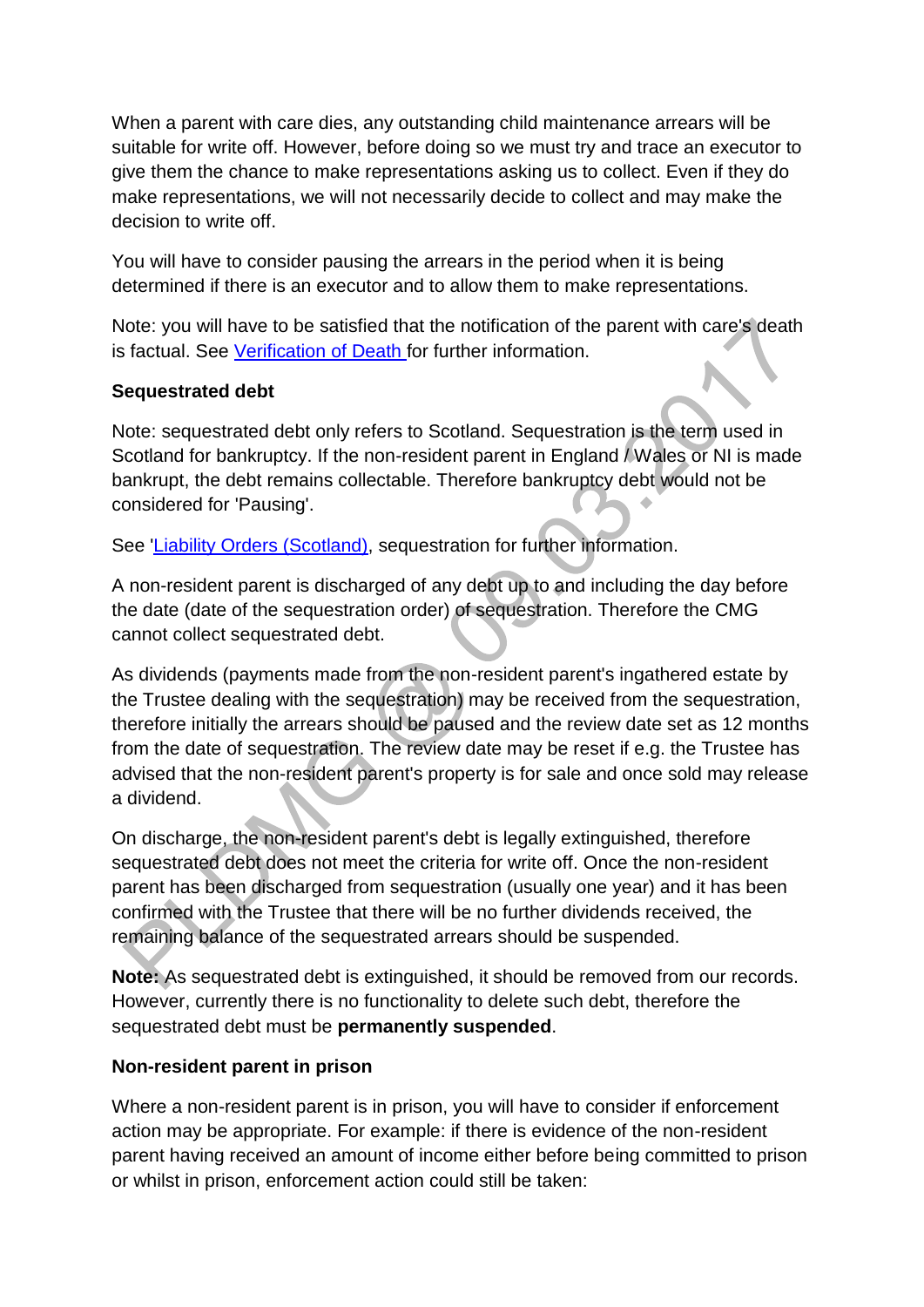When a parent with care dies, any outstanding child maintenance arrears will be suitable for write off. However, before doing so we must try and trace an executor to give them the chance to make representations asking us to collect. Even if they do make representations, we will not necessarily decide to collect and may make the decision to write off.

You will have to consider pausing the arrears in the period when it is being determined if there is an executor and to allow them to make representations.

Note: you will have to be satisfied that the notification of the parent with care's death is factual. See [Verification of Death ]for further information.

**Sequestrated debt**

Note: sequestrated debt only refers to Scotland. Sequestration is the term used in Scotland for bankruptcy. If the non-resident parent in England / Wales or NI is made bankrupt, the debt remains collectable. Therefore bankruptcy debt would not be considered for 'Pausing'.

See '[Liability Orders (Scotland)], sequestration for further information.

A non-resident parent is discharged of any debt up to and including the day before the date (date of the sequestration order) of sequestration. Therefore the CMG cannot collect sequestrated debt.

As dividends (payments made from the non-resident parent's ingathered estate by the Trustee dealing with the sequestration) may be received from the sequestration, therefore initially the arrears should be paused and the review date set as 12 months from the date of sequestration. The review date may be reset if e.g. the Trustee has advised that the non-resident parent's property is for sale and once sold may release a dividend.

On discharge, the non-resident parent's debt is legally extinguished, therefore sequestrated debt does not meet the criteria for write off. Once the non-resident parent has been discharged from sequestration (usually one year) and it has been confirmed with the Trustee that there will be no further dividends received, the remaining balance of the sequestrated arrears should be suspended.

**Note:** As sequestrated debt is extinguished, it should be removed from our records. However, currently there is no functionality to delete such debt, therefore the sequestrated debt must be **permanently suspended**.

**Non-resident parent in prison**

Where a non-resident parent is in prison, you will have to consider if enforcement action may be appropriate. For example: if there is evidence of the non-resident parent having received an amount of income either before being committed to prison or whilst in prison, enforcement action could still be taken: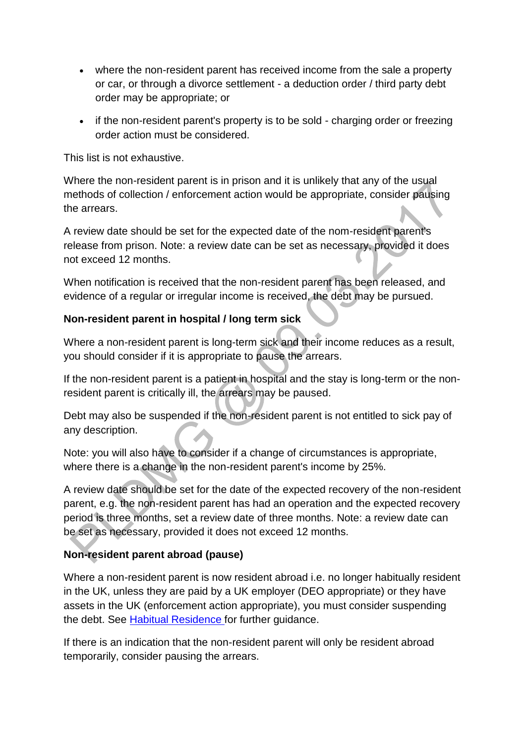- where the non-resident parent has received income from the sale a property or car, or through a divorce settlement - a deduction order / third party debt order may be appropriate; or
- if the non-resident parent's property is to be sold - charging order or freezing order action must be considered.

This list is not exhaustive.

Where the non-resident parent is in prison and it is unlikely that any of the usual methods of collection / enforcement action would be appropriate, consider pausing the arrears.

A review date should be set for the expected date of the nom-resident parent's release from prison. Note: a review date can be set as necessary, provided it does not exceed 12 months.

When notification is received that the non-resident parent has been released, and evidence of a regular or irregular income is received, the debt may be pursued.

**Non-resident parent in hospital / long term sick**

Where a non-resident parent is long-term sick and their income reduces as a result, you should consider if it is appropriate to pause the arrears.

If the non-resident parent is a patient in hospital and the stay is long-term or the non-resident parent is critically ill, the arrears may be paused.

Debt may also be suspended if the non-resident parent is not entitled to sick pay of any description.

Note: you will also have to consider if a change of circumstances is appropriate, where there is a change in the non-resident parent's income by 25%.

A review date should be set for the date of the expected recovery of the non-resident parent, e.g. the non-resident parent has had an operation and the expected recovery period is three months, set a review date of three months. Note: a review date can be set as necessary, provided it does not exceed 12 months.

**Non-resident parent abroad (pause)**

Where a non-resident parent is now resident abroad i.e. no longer habitually resident in the UK, unless they are paid by a UK employer (DEO appropriate) or they have assets in the UK (enforcement action appropriate), you must consider suspending the debt. See Habitual Residence for further guidance.

If there is an indication that the non-resident parent will only be resident abroad temporarily, consider pausing the arrears.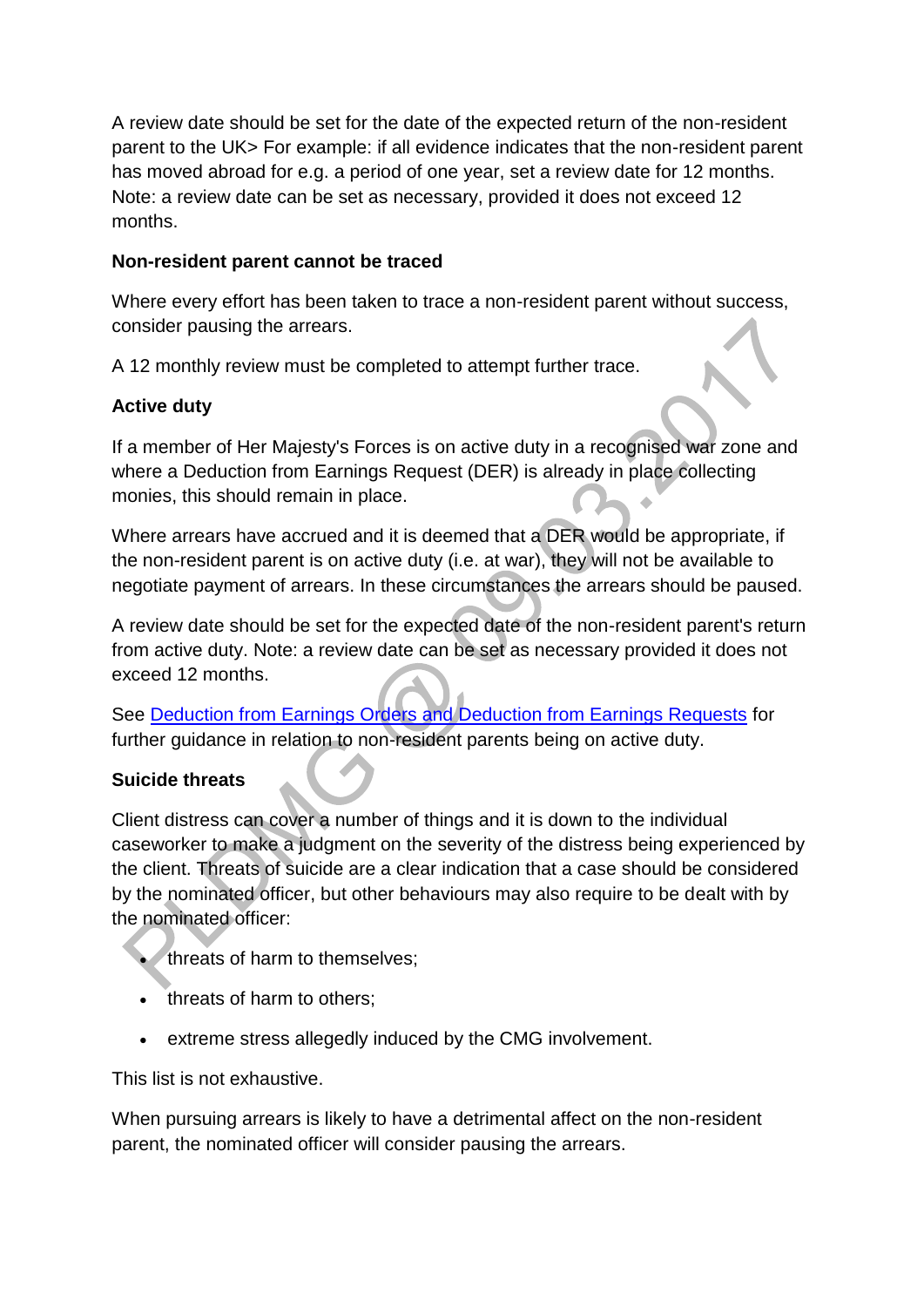A review date should be set for the date of the expected return of the non-resident parent to the UK> For example: if all evidence indicates that the non-resident parent has moved abroad for e.g. a period of one year, set a review date for 12 months. Note: a review date can be set as necessary, provided it does not exceed 12 months.

**Non-resident parent cannot be traced**

Where every effort has been taken to trace a non-resident parent without success, consider pausing the arrears.

A 12 monthly review must be completed to attempt further trace.

**Active duty**

If a member of Her Majesty's Forces is on active duty in a recognised war zone and where a Deduction from Earnings Request (DER) is already in place collecting monies, this should remain in place.

Where arrears have accrued and it is deemed that a DER would be appropriate, if the non-resident parent is on active duty (i.e. at war), they will not be available to negotiate payment of arrears. In these circumstances the arrears should be paused.

A review date should be set for the expected date of the non-resident parent's return from active duty. Note: a review date can be set as necessary provided it does not exceed 12 months.

See Deduction from Earnings Orders and Deduction from Earnings Requests for further guidance in relation to non-resident parents being on active duty.

**Suicide threats**

Client distress can cover a number of things and it is down to the individual caseworker to make a judgment on the severity of the distress being experienced by the client. Threats of suicide are a clear indication that a case should be considered by the nominated officer, but other behaviours may also require to be dealt with by the nominated officer:

- threats of harm to themselves;
- threats of harm to others;
- extreme stress allegedly induced by the CMG involvement.

This list is not exhaustive.

When pursuing arrears is likely to have a detrimental affect on the non-resident parent, the nominated officer will consider pausing the arrears.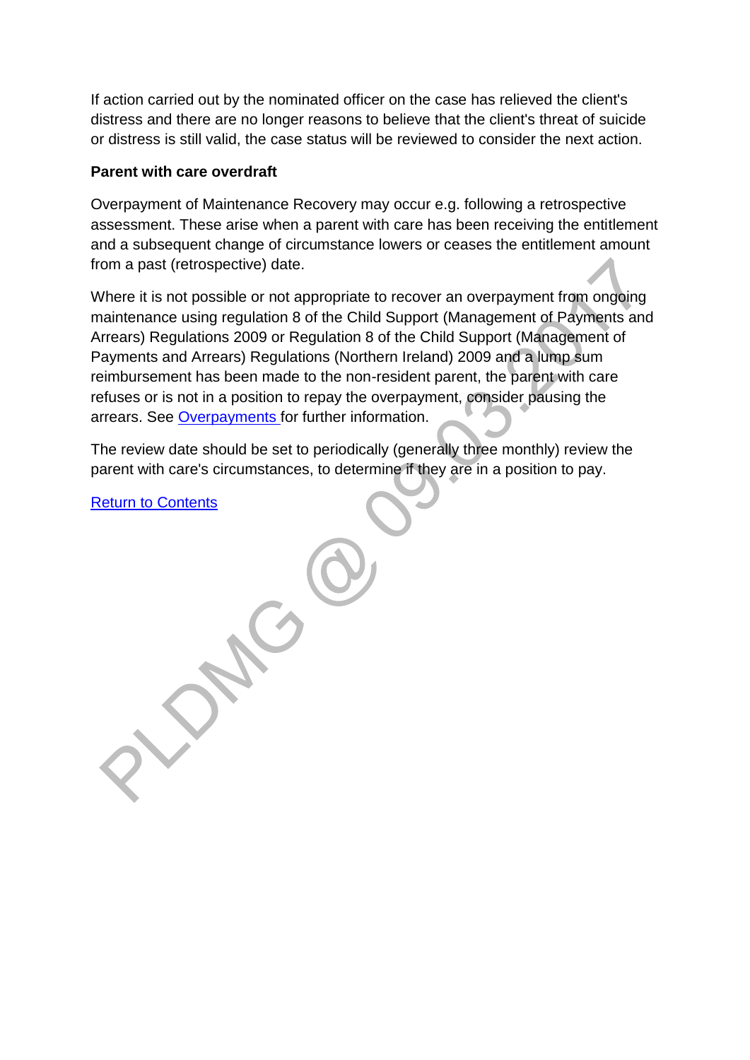If action carried out by the nominated officer on the case has relieved the client's distress and there are no longer reasons to believe that the client's threat of suicide or distress is still valid, the case status will be reviewed to consider the next action.

**Parent with care overdraft**

Overpayment of Maintenance Recovery may occur e.g. following a retrospective assessment. These arise when a parent with care has been receiving the entitlement and a subsequent change of circumstance lowers or ceases the entitlement amount from a past (retrospective) date.

Where it is not possible or not appropriate to recover an overpayment from ongoing maintenance using regulation 8 of the Child Support (Management of Payments and Arrears) Regulations 2009 or Regulation 8 of the Child Support (Management of Payments and Arrears) Regulations (Northern Ireland) 2009 and a lump sum reimbursement has been made to the non-resident parent, the parent with care refuses or is not in a position to repay the overpayment, consider pausing the arrears. See Overpayments for further information.

The review date should be set to periodically (generally three monthly) review the parent with care's circumstances, to determine if they are in a position to pay.

Return to Contents